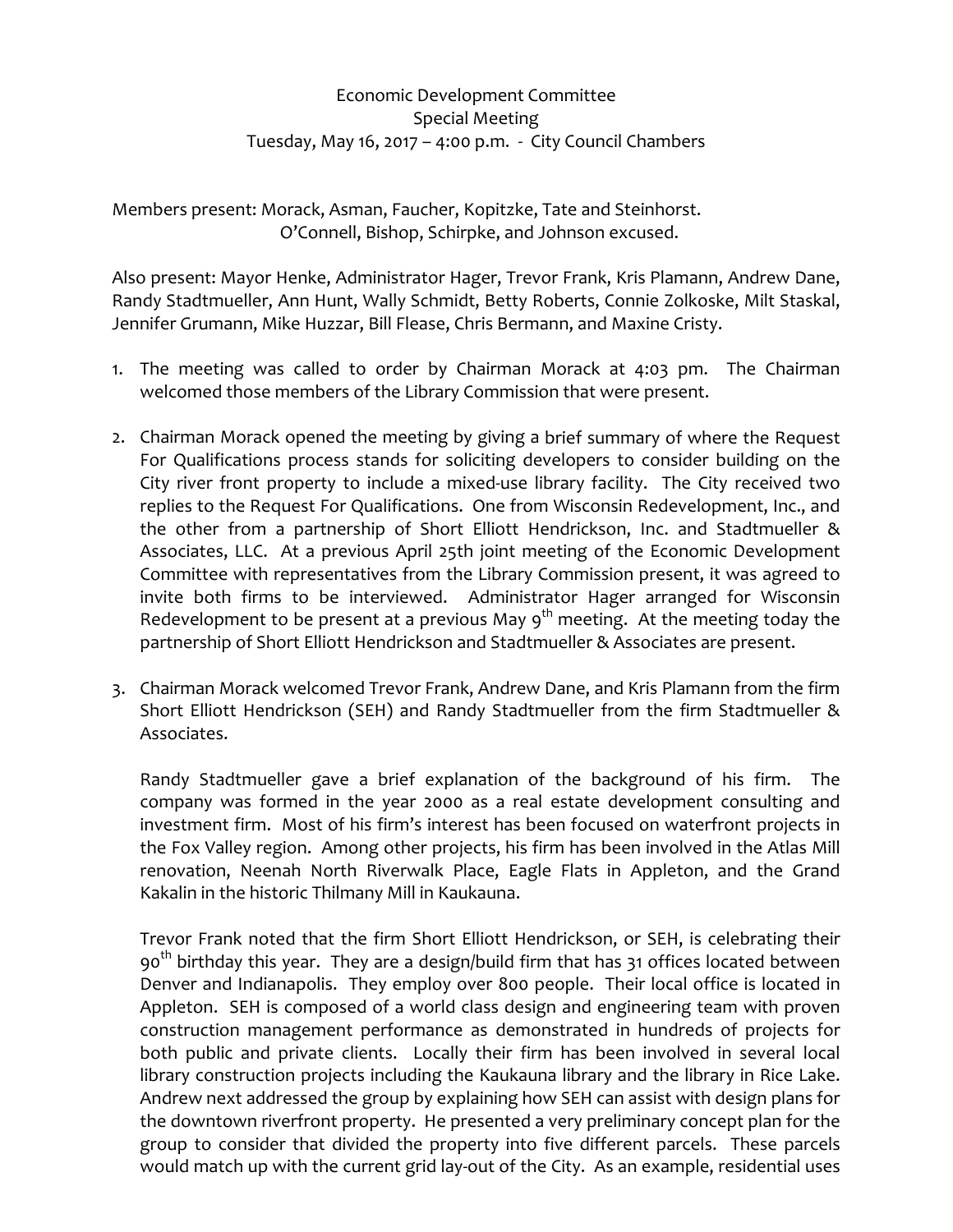Economic Development Committee
Special Meeting
Tuesday, May 16, 2017 – 4:00 p.m. - City Council Chambers

Members present: Morack, Asman, Faucher, Kopitzke, Tate and Steinhorst.
O'Connell, Bishop, Schirpke, and Johnson excused.

Also present: Mayor Henke, Administrator Hager, Trevor Frank, Kris Plamann, Andrew Dane, Randy Stadtmueller, Ann Hunt, Wally Schmidt, Betty Roberts, Connie Zolkoske, Milt Staskal, Jennifer Grumann, Mike Huzzar, Bill Flease, Chris Bermann, and Maxine Cristy.

1. The meeting was called to order by Chairman Morack at 4:03 pm. The Chairman welcomed those members of the Library Commission that were present.

2. Chairman Morack opened the meeting by giving a brief summary of where the Request For Qualifications process stands for soliciting developers to consider building on the City river front property to include a mixed-use library facility. The City received two replies to the Request For Qualifications. One from Wisconsin Redevelopment, Inc., and the other from a partnership of Short Elliott Hendrickson, Inc. and Stadtmueller & Associates, LLC. At a previous April 25th joint meeting of the Economic Development Committee with representatives from the Library Commission present, it was agreed to invite both firms to be interviewed. Administrator Hager arranged for Wisconsin Redevelopment to be present at a previous May 9th meeting. At the meeting today the partnership of Short Elliott Hendrickson and Stadtmueller & Associates are present.

3. Chairman Morack welcomed Trevor Frank, Andrew Dane, and Kris Plamann from the firm Short Elliott Hendrickson (SEH) and Randy Stadtmueller from the firm Stadtmueller & Associates.

   Randy Stadtmueller gave a brief explanation of the background of his firm. The company was formed in the year 2000 as a real estate development consulting and investment firm. Most of his firm's interest has been focused on waterfront projects in the Fox Valley region. Among other projects, his firm has been involved in the Atlas Mill renovation, Neenah North Riverwalk Place, Eagle Flats in Appleton, and the Grand Kakalin in the historic Thilmany Mill in Kaukauna.

   Trevor Frank noted that the firm Short Elliott Hendrickson, or SEH, is celebrating their 90th birthday this year. They are a design/build firm that has 31 offices located between Denver and Indianapolis. They employ over 800 people. Their local office is located in Appleton. SEH is composed of a world class design and engineering team with proven construction management performance as demonstrated in hundreds of projects for both public and private clients. Locally their firm has been involved in several local library construction projects including the Kaukauna library and the library in Rice Lake. Andrew next addressed the group by explaining how SEH can assist with design plans for the downtown riverfront property. He presented a very preliminary concept plan for the group to consider that divided the property into five different parcels. These parcels would match up with the current grid lay-out of the City. As an example, residential uses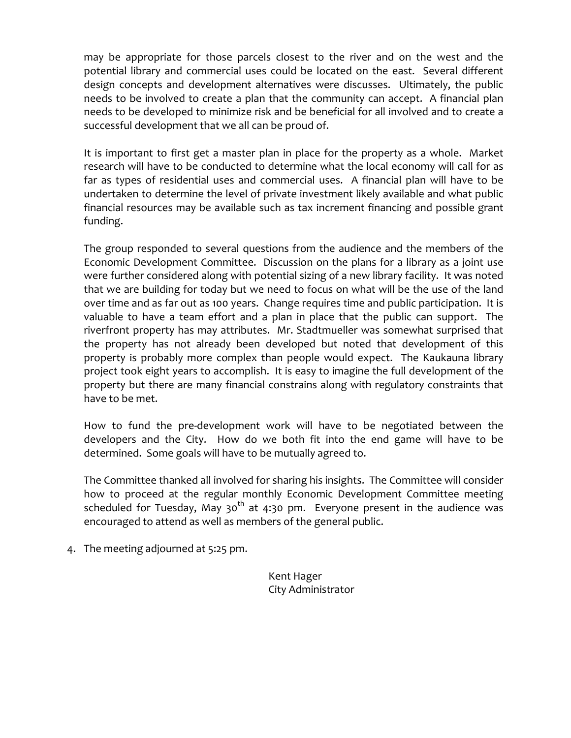may be appropriate for those parcels closest to the river and on the west and the potential library and commercial uses could be located on the east. Several different design concepts and development alternatives were discusses. Ultimately, the public needs to be involved to create a plan that the community can accept. A financial plan needs to be developed to minimize risk and be beneficial for all involved and to create a successful development that we all can be proud of.

It is important to first get a master plan in place for the property as a whole. Market research will have to be conducted to determine what the local economy will call for as far as types of residential uses and commercial uses. A financial plan will have to be undertaken to determine the level of private investment likely available and what public financial resources may be available such as tax increment financing and possible grant funding.

The group responded to several questions from the audience and the members of the Economic Development Committee. Discussion on the plans for a library as a joint use were further considered along with potential sizing of a new library facility. It was noted that we are building for today but we need to focus on what will be the use of the land over time and as far out as 100 years. Change requires time and public participation. It is valuable to have a team effort and a plan in place that the public can support. The riverfront property has may attributes. Mr. Stadtmueller was somewhat surprised that the property has not already been developed but noted that development of this property is probably more complex than people would expect. The Kaukauna library project took eight years to accomplish. It is easy to imagine the full development of the property but there are many financial constrains along with regulatory constraints that have to be met.

How to fund the pre-development work will have to be negotiated between the developers and the City. How do we both fit into the end game will have to be determined. Some goals will have to be mutually agreed to.

The Committee thanked all involved for sharing his insights. The Committee will consider how to proceed at the regular monthly Economic Development Committee meeting scheduled for Tuesday, May 30th at 4:30 pm. Everyone present in the audience was encouraged to attend as well as members of the general public.

4. The meeting adjourned at 5:25 pm.

Kent Hager
City Administrator